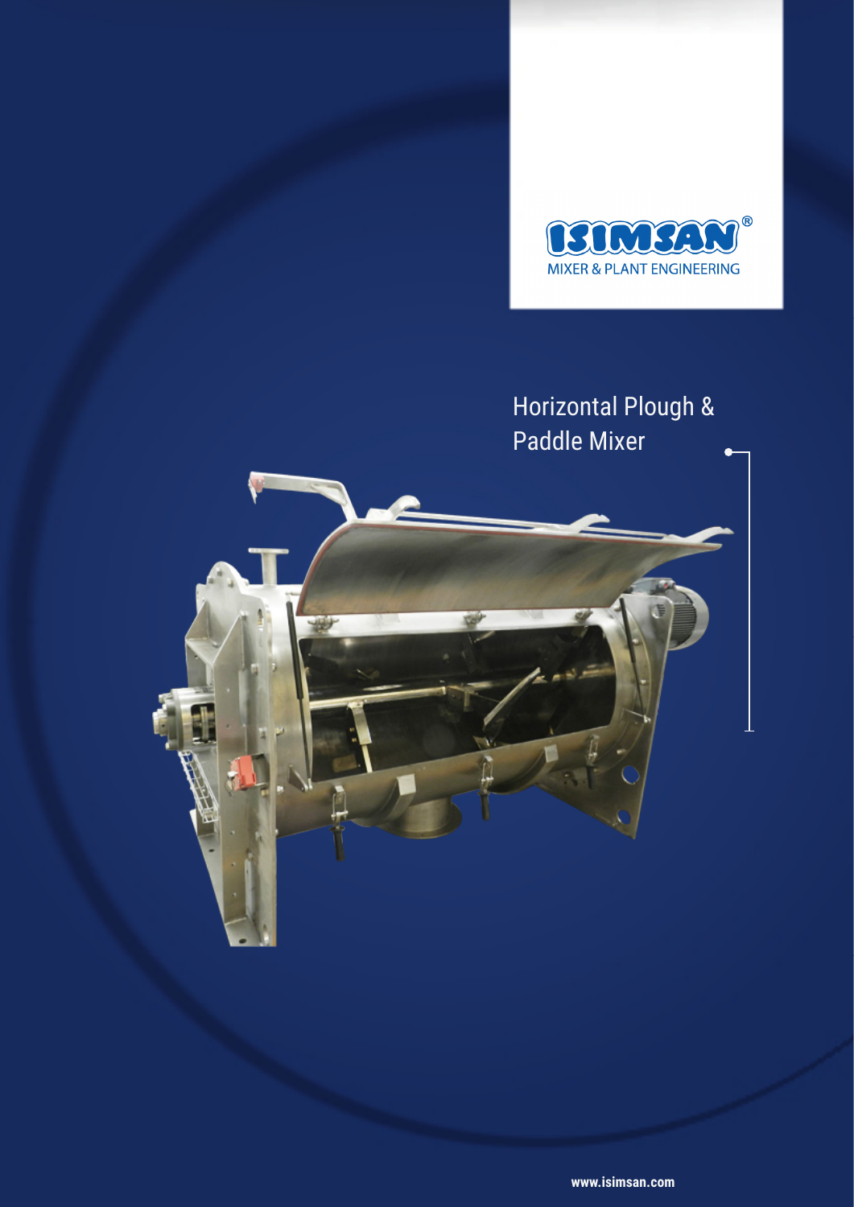ISIMSAN®

MIXER & PLANT ENGINEERING

# Horizontal Plough & Paddle Mixer

www.isimsan.com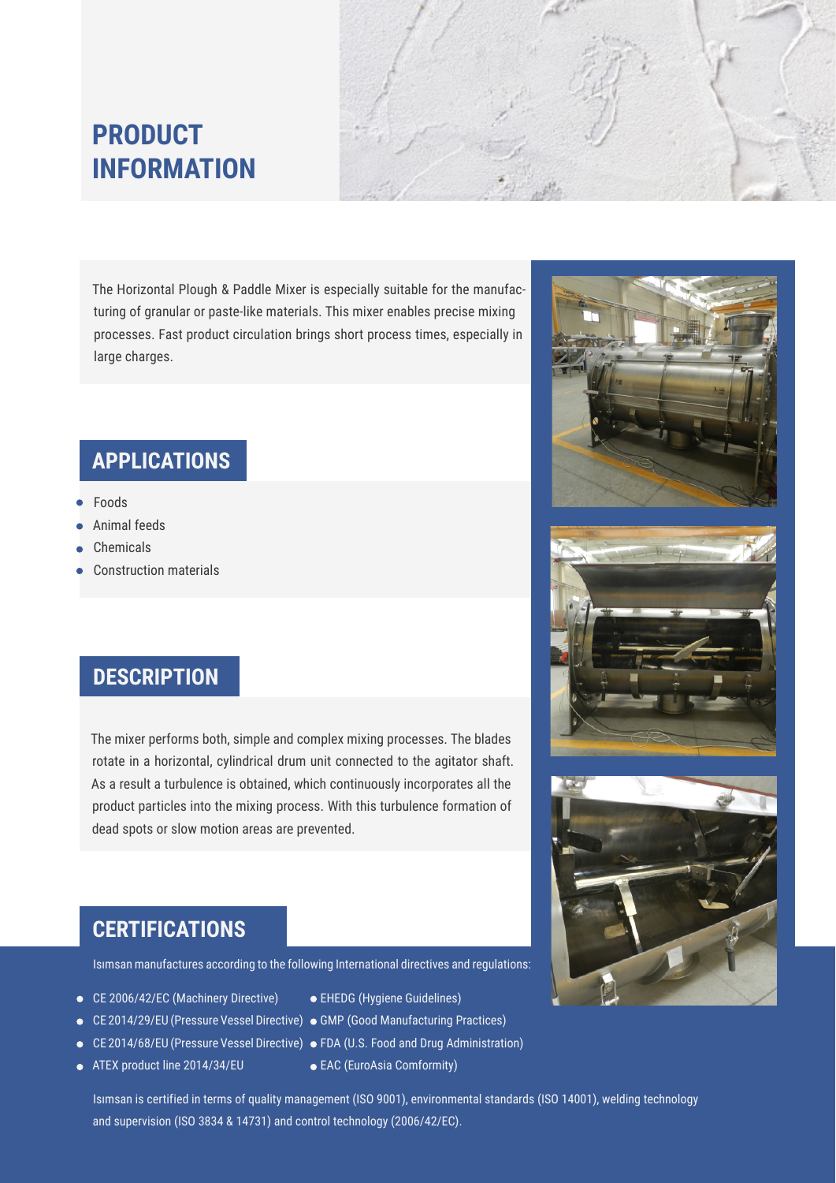# PRODUCT INFORMATION

The Horizontal Plough & Paddle Mixer is especially suitable for the manufacturing of granular or paste-like materials. This mixer enables precise mixing processes. Fast product circulation brings short process times, especially in large charges.

## APPLICATIONS

- Foods
- Animal feeds
- Chemicals
- Construction materials

## DESCRIPTION

The mixer performs both, simple and complex mixing processes. The blades rotate in a horizontal, cylindrical drum unit connected to the agitator shaft. As a result a turbulence is obtained, which continuously incorporates all the product particles into the mixing process. With this turbulence formation of dead spots or slow motion areas are prevented.

## CERTIFICATIONS

Isımsan manufactures according to the following International directives and regulations:

- CE 2006/42/EC (Machinery Directive)
- CE 2014/29/EU (Pressure Vessel Directive)
- CE 2014/68/EU (Pressure Vessel Directive)
- ATEX product line 2014/34/EU
- EHEDG (Hygiene Guidelines)
- GMP (Good Manufacturing Practices)
- FDA (U.S. Food and Drug Administration)
- EAC (EuroAsia Comformity)

Isımsan is certified in terms of quality management (ISO 9001), environmental standards (ISO 14001), welding technology and supervision (ISO 3834 & 14731) and control technology (2006/42/EC).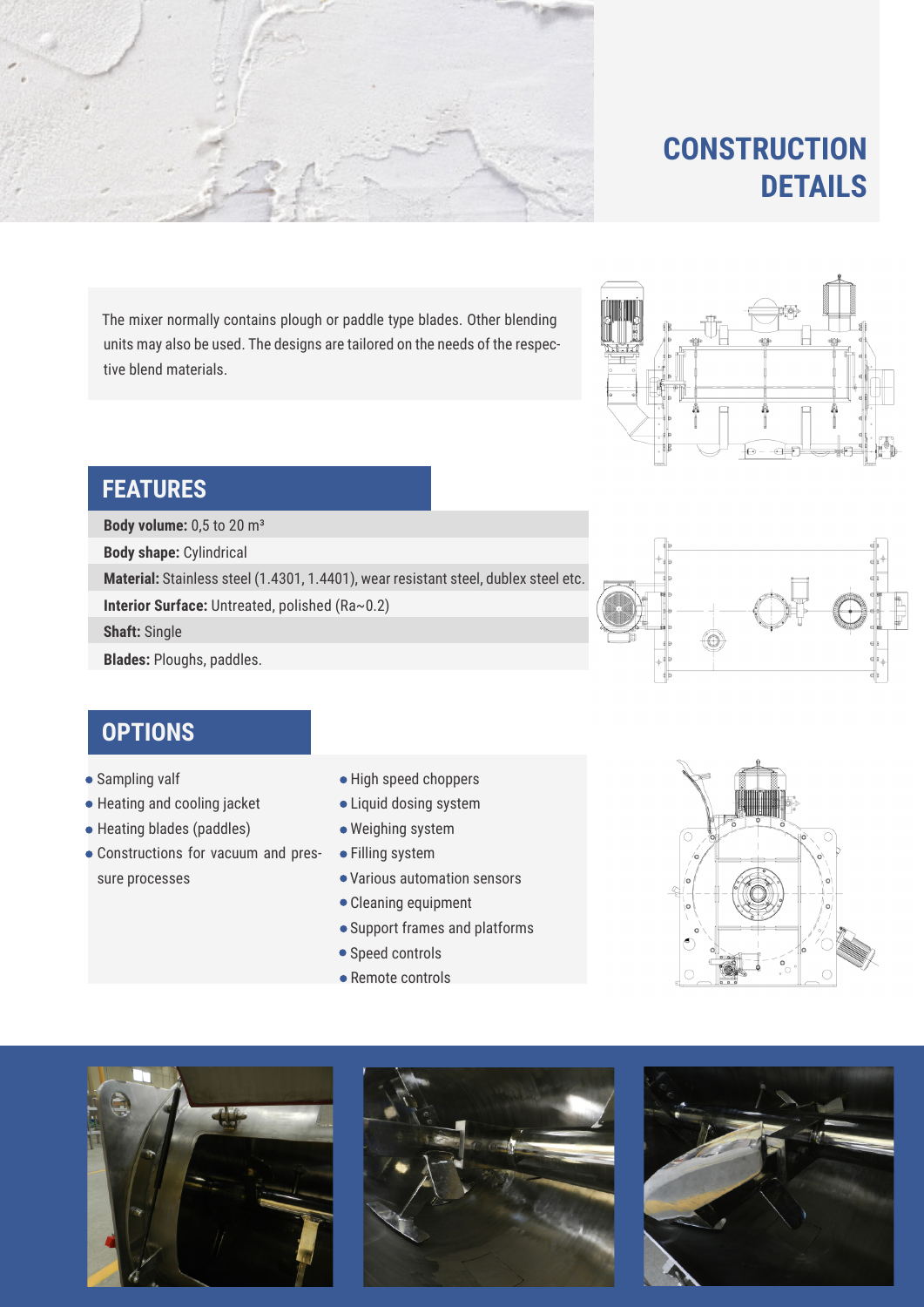# CONSTRUCTION DETAILS

The mixer normally contains plough or paddle type blades. Other blending units may also be used. The designs are tailored on the needs of the respective blend materials.

## FEATURES

**Body volume:** 0,5 to 20 m³

**Body shape:** Cylindrical

**Material:** Stainless steel (1.4301, 1.4401), wear resistant steel, dublex steel etc.

**Interior Surface:** Untreated, polished (Ra~0.2)

**Shaft:** Single

**Blades:** Ploughs, paddles.

## OPTIONS

- Sampling valf
- Heating and cooling jacket
- Heating blades (paddles)
- Constructions for vacuum and pressure processes
- High speed choppers
- Liquid dosing system
- Weighing system
- Filling system
- Various automation sensors
- Cleaning equipment
- Support frames and platforms
- Speed controls
- Remote controls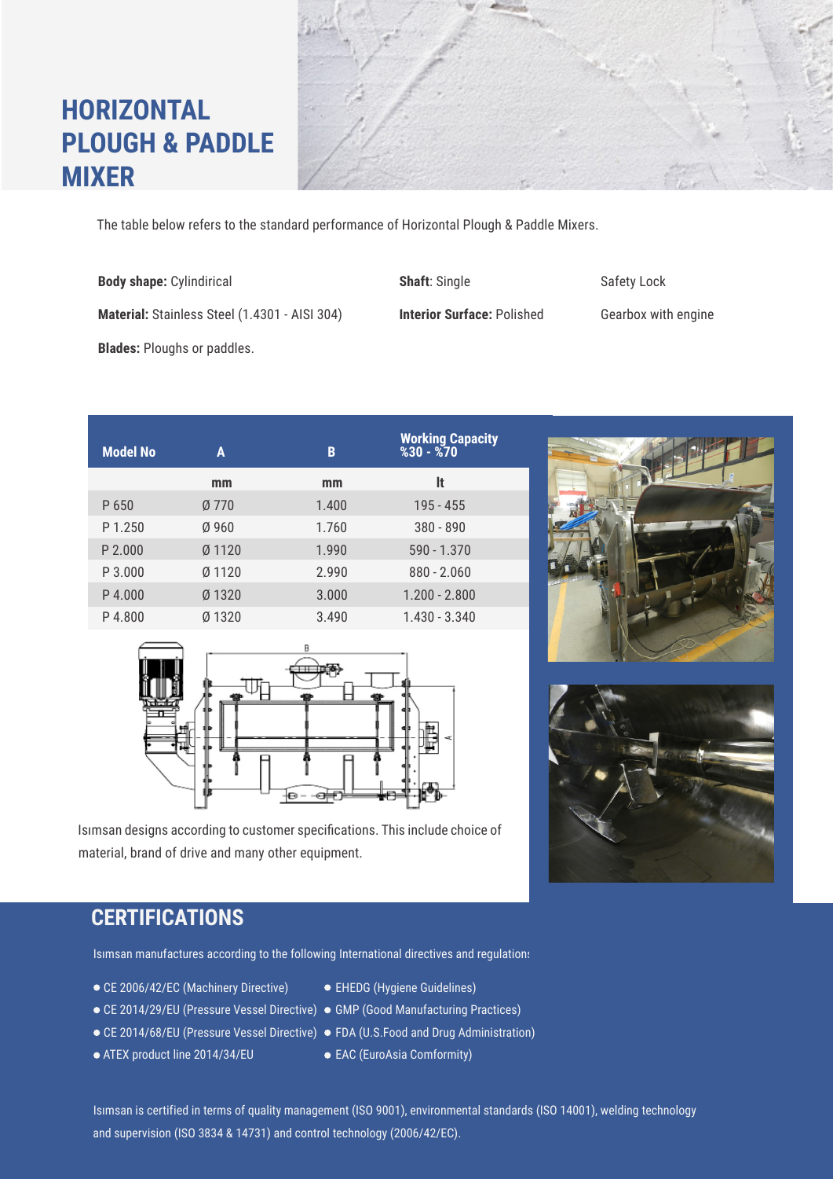# HORIZONTAL PLOUGH & PADDLE MIXER

The table below refers to the standard performance of Horizontal Plough & Paddle Mixers.

**Body shape:** Cylindirical

**Material:** Stainless Steel (1.4301 - AISI 304)

**Blades:** Ploughs or paddles.

**Shaft**: Single

**Interior Surface:** Polished

Safety Lock

Gearbox with engine

| Model No | A | B | Working Capacity %30 - %70 |
|---|---|---|---|
| | mm | mm | lt |
| P 650 | Ø 770 | 1.400 | 195 - 455 |
| P 1.250 | Ø 960 | 1.760 | 380 - 890 |
| P 2.000 | Ø 1120 | 1.990 | 590 - 1.370 |
| P 3.000 | Ø 1120 | 2.990 | 880 - 2.060 |
| P 4.000 | Ø 1320 | 3.000 | 1.200 - 2.800 |
| P 4.800 | Ø 1320 | 3.490 | 1.430 - 3.340 |

Isımsan designs according to customer specifications. This include choice of material, brand of drive and many other equipment.

## CERTIFICATIONS

Isımsan manufactures according to the following International directives and regulations

- CE 2006/42/EC (Machinery Directive)
- CE 2014/29/EU (Pressure Vessel Directive)
- CE 2014/68/EU (Pressure Vessel Directive)
- ATEX product line 2014/34/EU
- EHEDG (Hygiene Guidelines)
- GMP (Good Manufacturing Practices)
- FDA (U.S.Food and Drug Administration)
- EAC (EuroAsia Comformity)

Isımsan is certified in terms of quality management (ISO 9001), environmental standards (ISO 14001), welding technology and supervision (ISO 3834 & 14731) and control technology (2006/42/EC).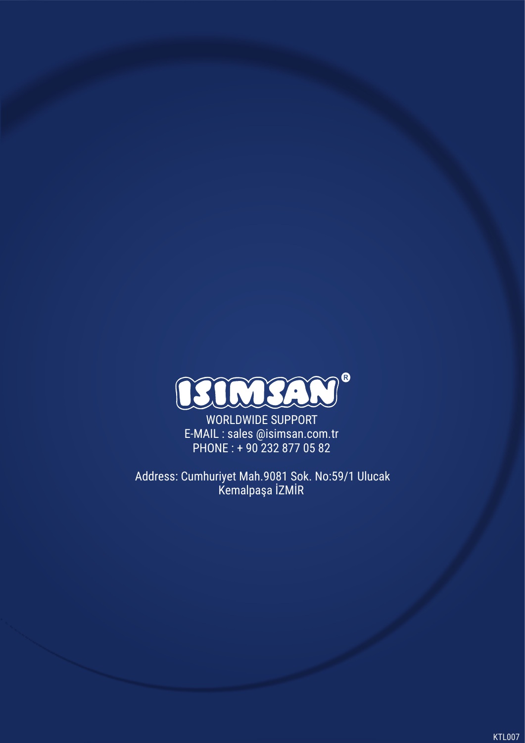ISIMSAN®

WORLDWIDE SUPPORT
E-MAIL : sales @isimsan.com.tr
PHONE : + 90 232 877 05 82

Address: Cumhuriyet Mah.9081 Sok. No:59/1 Ulucak
Kemalpaşa İZMİR

KTL007